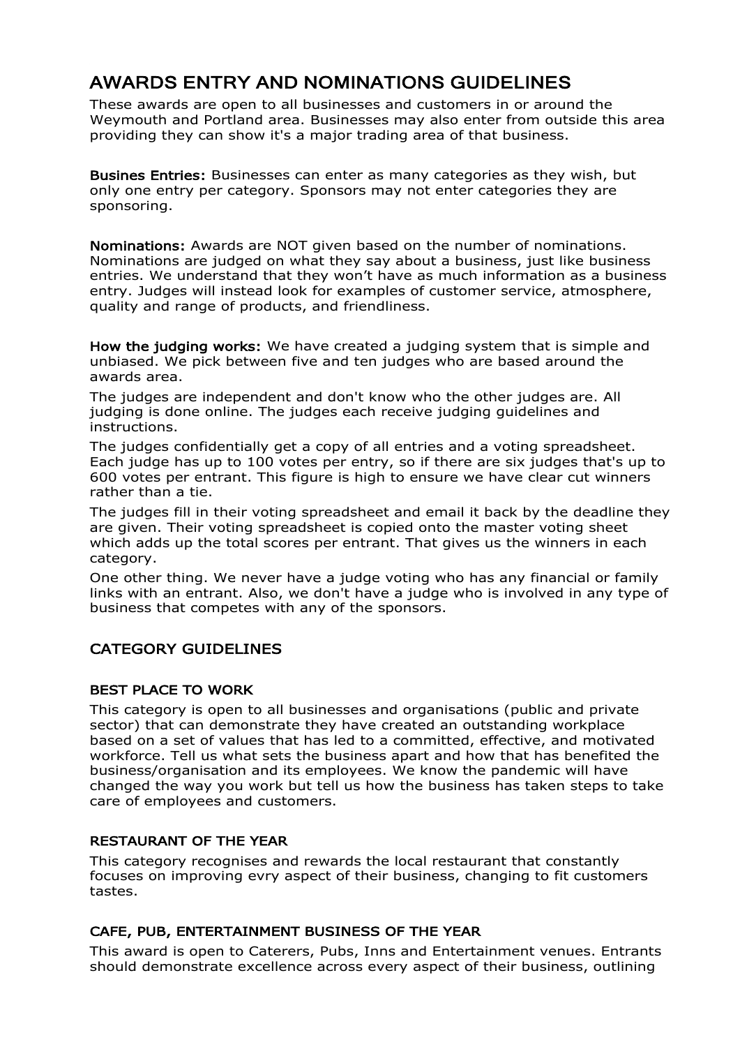# AWARDS ENTRY AND NOMINATIONS GUIDELINES

These awards are open to all businesses and customers in or around the Weymouth and Portland area. Businesses may also enter from outside this area providing they can show it's a major trading area of that business.

**Busines Entries:** Businesses can enter as many categories as they wish, but only one entry per category. Sponsors may not enter categories they are sponsoring.

**Nominations:** Awards are NOT given based on the number of nominations. Nominations are judged on what they say about a business, just like business entries. We understand that they won't have as much information as a business entry. Judges will instead look for examples of customer service, atmosphere, quality and range of products, and friendliness.

**How the judging works:** We have created a judging system that is simple and unbiased. We pick between five and ten judges who are based around the awards area.

The judges are independent and don't know who the other judges are. All judging is done online. The judges each receive judging guidelines and instructions.

The judges confidentially get a copy of all entries and a voting spreadsheet. Each judge has up to 100 votes per entry, so if there are six judges that's up to 600 votes per entrant. This figure is high to ensure we have clear cut winners rather than a tie.

The judges fill in their voting spreadsheet and email it back by the deadline they are given. Their voting spreadsheet is copied onto the master voting sheet which adds up the total scores per entrant. That gives us the winners in each category.

One other thing. We never have a judge voting who has any financial or family links with an entrant. Also, we don't have a judge who is involved in any type of business that competes with any of the sponsors.

## CATEGORY GUIDELINES

### BEST PLACE TO WORK

This category is open to all businesses and organisations (public and private sector) that can demonstrate they have created an outstanding workplace based on a set of values that has led to a committed, effective, and motivated workforce. Tell us what sets the business apart and how that has benefited the business/organisation and its employees. We know the pandemic will have changed the way you work but tell us how the business has taken steps to take care of employees and customers.

### RESTAURANT OF THE YEAR

This category recognises and rewards the local restaurant that constantly focuses on improving evry aspect of their business, changing to fit customers tastes.

### CAFE, PUB, ENTERTAINMENT BUSINESS OF THE YEAR

This award is open to Caterers, Pubs, Inns and Entertainment venues. Entrants should demonstrate excellence across every aspect of their business, outlining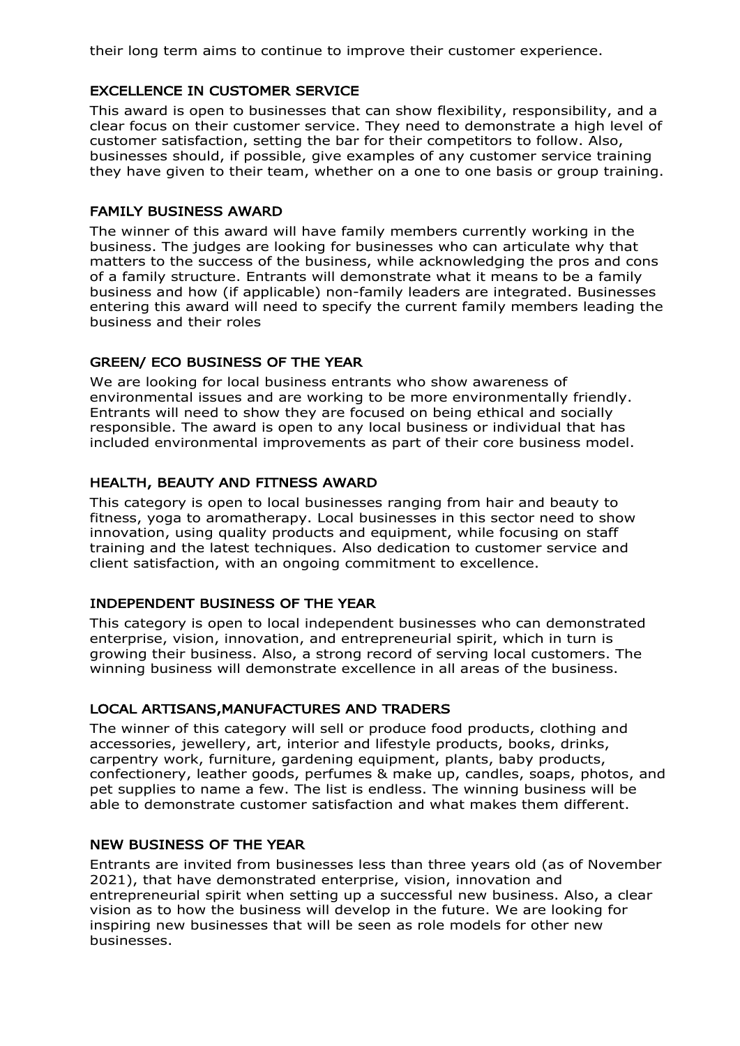their long term aims to continue to improve their customer experience.

## EXCELLENCE IN CUSTOMER SERVICE

This award is open to businesses that can show flexibility, responsibility, and a clear focus on their customer service. They need to demonstrate a high level of customer satisfaction, setting the bar for their competitors to follow. Also, businesses should, if possible, give examples of any customer service training they have given to their team, whether on a one to one basis or group training.

## FAMILY BUSINESS AWARD

The winner of this award will have family members currently working in the business. The judges are looking for businesses who can articulate why that matters to the success of the business, while acknowledging the pros and cons of a family structure. Entrants will demonstrate what it means to be a family business and how (if applicable) non-family leaders are integrated. Businesses entering this award will need to specify the current family members leading the business and their roles

## GREEN/ ECO BUSINESS OF THE YEAR

We are looking for local business entrants who show awareness of environmental issues and are working to be more environmentally friendly. Entrants will need to show they are focused on being ethical and socially responsible. The award is open to any local business or individual that has included environmental improvements as part of their core business model.

## HEALTH, BEAUTY AND FITNESS AWARD

This category is open to local businesses ranging from hair and beauty to fitness, yoga to aromatherapy. Local businesses in this sector need to show innovation, using quality products and equipment, while focusing on staff training and the latest techniques. Also dedication to customer service and client satisfaction, with an ongoing commitment to excellence.

## INDEPENDENT BUSINESS OF THE YEAR

This category is open to local independent businesses who can demonstrated enterprise, vision, innovation, and entrepreneurial spirit, which in turn is growing their business. Also, a strong record of serving local customers. The winning business will demonstrate excellence in all areas of the business.

## LOCAL ARTISANS,MANUFACTURES AND TRADERS

The winner of this category will sell or produce food products, clothing and accessories, jewellery, art, interior and lifestyle products, books, drinks, carpentry work, furniture, gardening equipment, plants, baby products, confectionery, leather goods, perfumes & make up, candles, soaps, photos, and pet supplies to name a few. The list is endless. The winning business will be able to demonstrate customer satisfaction and what makes them different.

## NEW BUSINESS OF THE YEAR

Entrants are invited from businesses less than three years old (as of November 2021), that have demonstrated enterprise, vision, innovation and entrepreneurial spirit when setting up a successful new business. Also, a clear vision as to how the business will develop in the future. We are looking for inspiring new businesses that will be seen as role models for other new businesses.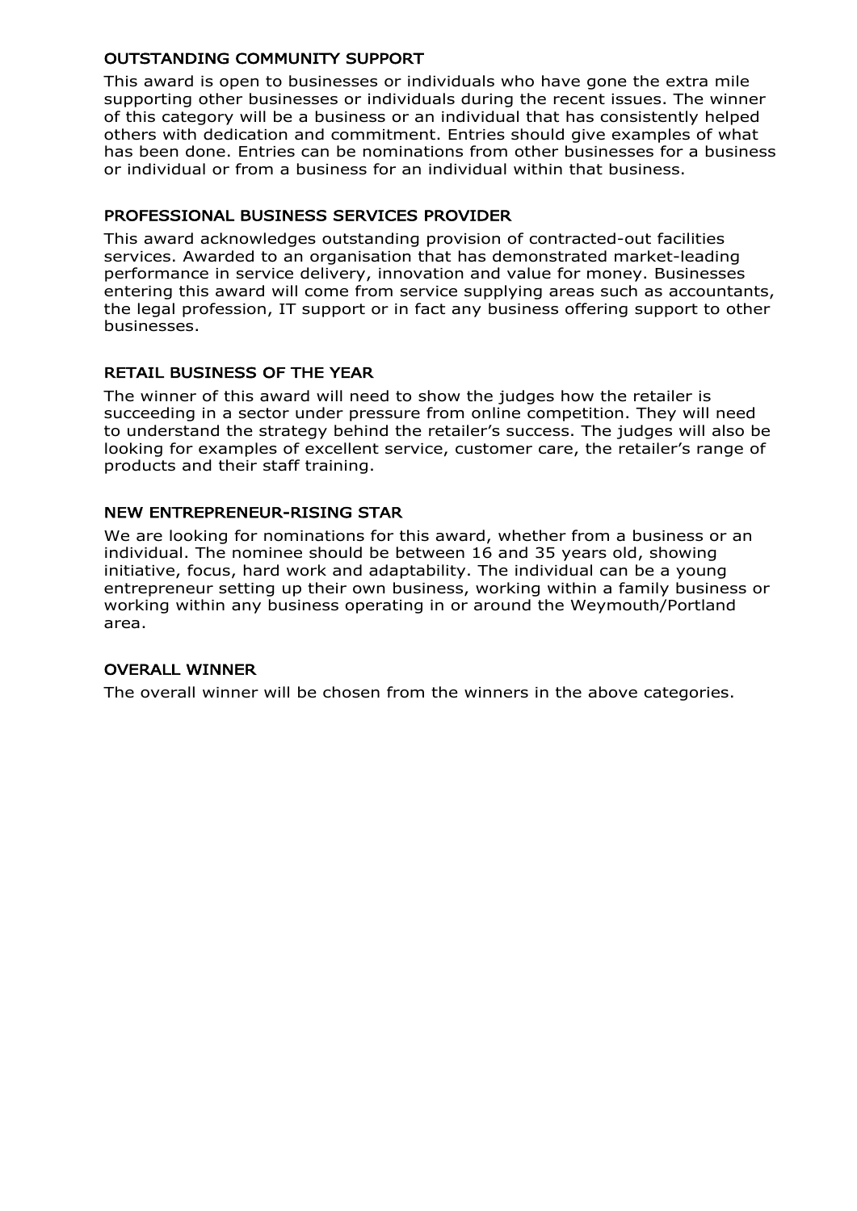## OUTSTANDING COMMUNITY SUPPORT

This award is open to businesses or individuals who have gone the extra mile supporting other businesses or individuals during the recent issues. The winner of this category will be a business or an individual that has consistently helped others with dedication and commitment. Entries should give examples of what has been done. Entries can be nominations from other businesses for a business or individual or from a business for an individual within that business.

## PROFESSIONAL BUSINESS SERVICES PROVIDER

This award acknowledges outstanding provision of contracted-out facilities services. Awarded to an organisation that has demonstrated market-leading performance in service delivery, innovation and value for money. Businesses entering this award will come from service supplying areas such as accountants, the legal profession, IT support or in fact any business offering support to other businesses.

## RETAIL BUSINESS OF THE YEAR

The winner of this award will need to show the judges how the retailer is succeeding in a sector under pressure from online competition. They will need to understand the strategy behind the retailer's success. The judges will also be looking for examples of excellent service, customer care, the retailer's range of products and their staff training.

## NEW ENTREPRENEUR-RISING STAR

We are looking for nominations for this award, whether from a business or an individual. The nominee should be between 16 and 35 years old, showing initiative, focus, hard work and adaptability. The individual can be a young entrepreneur setting up their own business, working within a family business or working within any business operating in or around the Weymouth/Portland area.

## OVERALL WINNER

The overall winner will be chosen from the winners in the above categories.